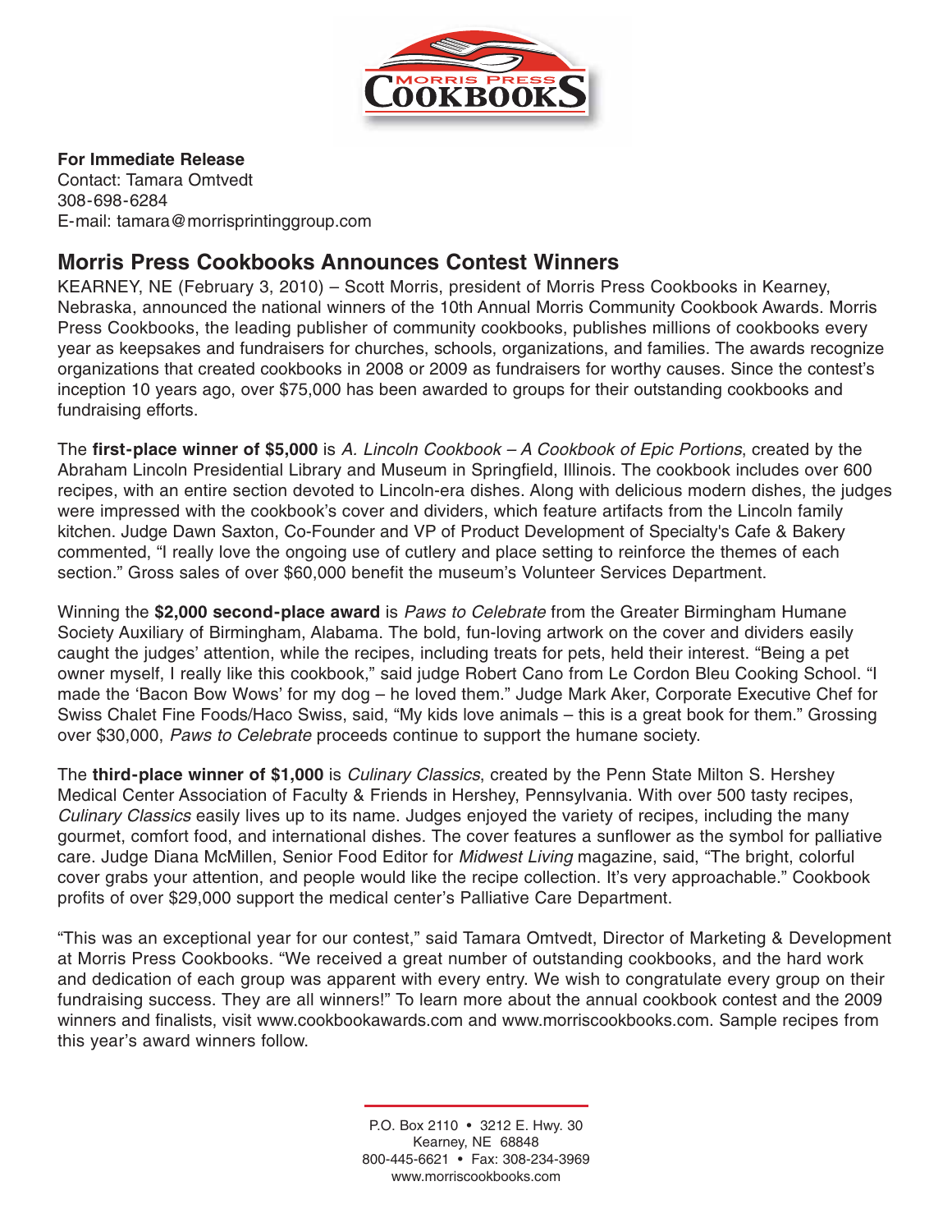**For Immediate Release**
Contact: Tamara Omtvedt
308-698-6284
E-mail: tamara@morrisprintinggroup.com

## Morris Press Cookbooks Announces Contest Winners

KEARNEY, NE (February 3, 2010) – Scott Morris, president of Morris Press Cookbooks in Kearney, Nebraska, announced the national winners of the 10th Annual Morris Community Cookbook Awards. Morris Press Cookbooks, the leading publisher of community cookbooks, publishes millions of cookbooks every year as keepsakes and fundraisers for churches, schools, organizations, and families. The awards recognize organizations that created cookbooks in 2008 or 2009 as fundraisers for worthy causes. Since the contest's inception 10 years ago, over $75,000 has been awarded to groups for their outstanding cookbooks and fundraising efforts.

The **first-place winner of $5,000** is *A. Lincoln Cookbook – A Cookbook of Epic Portions*, created by the Abraham Lincoln Presidential Library and Museum in Springfield, Illinois. The cookbook includes over 600 recipes, with an entire section devoted to Lincoln-era dishes. Along with delicious modern dishes, the judges were impressed with the cookbook's cover and dividers, which feature artifacts from the Lincoln family kitchen. Judge Dawn Saxton, Co-Founder and VP of Product Development of Specialty's Cafe & Bakery commented, "I really love the ongoing use of cutlery and place setting to reinforce the themes of each section." Gross sales of over $60,000 benefit the museum's Volunteer Services Department.

Winning the **$2,000 second-place award** is *Paws to Celebrate* from the Greater Birmingham Humane Society Auxiliary of Birmingham, Alabama. The bold, fun-loving artwork on the cover and dividers easily caught the judges' attention, while the recipes, including treats for pets, held their interest. "Being a pet owner myself, I really like this cookbook," said judge Robert Cano from Le Cordon Bleu Cooking School. "I made the 'Bacon Bow Wows' for my dog – he loved them." Judge Mark Aker, Corporate Executive Chef for Swiss Chalet Fine Foods/Haco Swiss, said, "My kids love animals – this is a great book for them." Grossing over $30,000, *Paws to Celebrate* proceeds continue to support the humane society.

The **third-place winner of $1,000** is *Culinary Classics*, created by the Penn State Milton S. Hershey Medical Center Association of Faculty & Friends in Hershey, Pennsylvania. With over 500 tasty recipes, *Culinary Classics* easily lives up to its name. Judges enjoyed the variety of recipes, including the many gourmet, comfort food, and international dishes. The cover features a sunflower as the symbol for palliative care. Judge Diana McMillen, Senior Food Editor for *Midwest Living* magazine, said, "The bright, colorful cover grabs your attention, and people would like the recipe collection. It's very approachable." Cookbook profits of over $29,000 support the medical center's Palliative Care Department.

"This was an exceptional year for our contest," said Tamara Omtvedt, Director of Marketing & Development at Morris Press Cookbooks. "We received a great number of outstanding cookbooks, and the hard work and dedication of each group was apparent with every entry. We wish to congratulate every group on their fundraising success. They are all winners!" To learn more about the annual cookbook contest and the 2009 winners and finalists, visit www.cookbookawards.com and www.morriscookbooks.com. Sample recipes from this year's award winners follow.

P.O. Box 2110 • 3212 E. Hwy. 30
Kearney, NE 68848
800-445-6621 • Fax: 308-234-3969
www.morriscookbooks.com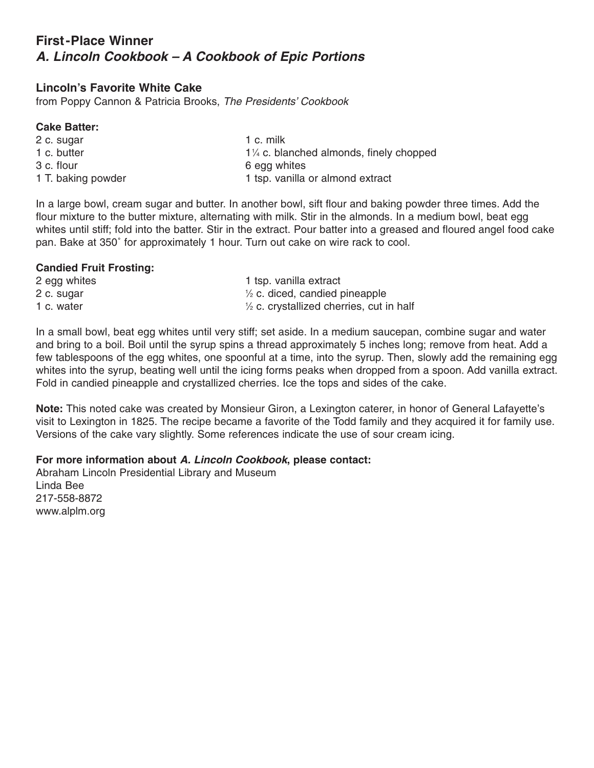## First-Place Winner
## *A. Lincoln Cookbook – A Cookbook of Epic Portions*

### Lincoln's Favorite White Cake

from Poppy Cannon & Patricia Brooks, *The Presidents' Cookbook*

**Cake Batter:**

2 c. sugar
1 c. butter
3 c. flour
1 T. baking powder
1 c. milk
1¼ c. blanched almonds, finely chopped
6 egg whites
1 tsp. vanilla or almond extract

In a large bowl, cream sugar and butter. In another bowl, sift flour and baking powder three times. Add the flour mixture to the butter mixture, alternating with milk. Stir in the almonds. In a medium bowl, beat egg whites until stiff; fold into the batter. Stir in the extract. Pour batter into a greased and floured angel food cake pan. Bake at 350˚ for approximately 1 hour. Turn out cake on wire rack to cool.

**Candied Fruit Frosting:**

2 egg whites
2 c. sugar
1 c. water
1 tsp. vanilla extract
½ c. diced, candied pineapple
½ c. crystallized cherries, cut in half

In a small bowl, beat egg whites until very stiff; set aside. In a medium saucepan, combine sugar and water and bring to a boil. Boil until the syrup spins a thread approximately 5 inches long; remove from heat. Add a few tablespoons of the egg whites, one spoonful at a time, into the syrup. Then, slowly add the remaining egg whites into the syrup, beating well until the icing forms peaks when dropped from a spoon. Add vanilla extract. Fold in candied pineapple and crystallized cherries. Ice the tops and sides of the cake.

**Note:** This noted cake was created by Monsieur Giron, a Lexington caterer, in honor of General Lafayette's visit to Lexington in 1825. The recipe became a favorite of the Todd family and they acquired it for family use. Versions of the cake vary slightly. Some references indicate the use of sour cream icing.

**For more information about *A. Lincoln Cookbook*, please contact:**
Abraham Lincoln Presidential Library and Museum
Linda Bee
217-558-8872
www.alplm.org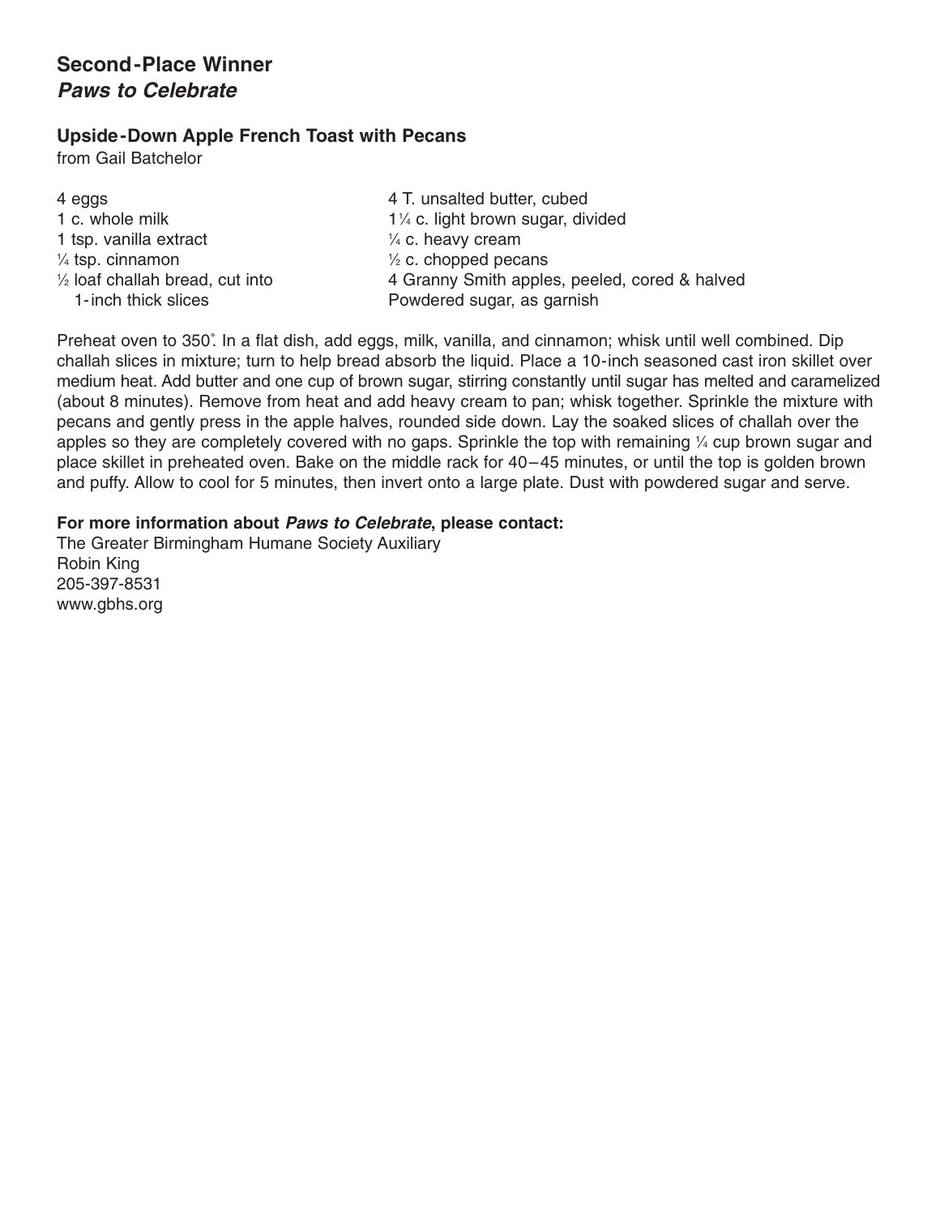## Second-Place Winner
### *Paws to Celebrate*

**Upside-Down Apple French Toast with Pecans**
from Gail Batchelor

- 4 eggs
- 1 c. whole milk
- 1 tsp. vanilla extract
- ¼ tsp. cinnamon
- ½ loaf challah bread, cut into 1-inch thick slices
- 4 T. unsalted butter, cubed
- 1¼ c. light brown sugar, divided
- ¼ c. heavy cream
- ½ c. chopped pecans
- 4 Granny Smith apples, peeled, cored & halved
- Powdered sugar, as garnish

Preheat oven to 350˚. In a flat dish, add eggs, milk, vanilla, and cinnamon; whisk until well combined. Dip challah slices in mixture; turn to help bread absorb the liquid. Place a 10-inch seasoned cast iron skillet over medium heat. Add butter and one cup of brown sugar, stirring constantly until sugar has melted and caramelized (about 8 minutes). Remove from heat and add heavy cream to pan; whisk together. Sprinkle the mixture with pecans and gently press in the apple halves, rounded side down. Lay the soaked slices of challah over the apples so they are completely covered with no gaps. Sprinkle the top with remaining ¼ cup brown sugar and place skillet in preheated oven. Bake on the middle rack for 40–45 minutes, or until the top is golden brown and puffy. Allow to cool for 5 minutes, then invert onto a large plate. Dust with powdered sugar and serve.

**For more information about *Paws to Celebrate*, please contact:**
The Greater Birmingham Humane Society Auxiliary
Robin King
205-397-8531
www.gbhs.org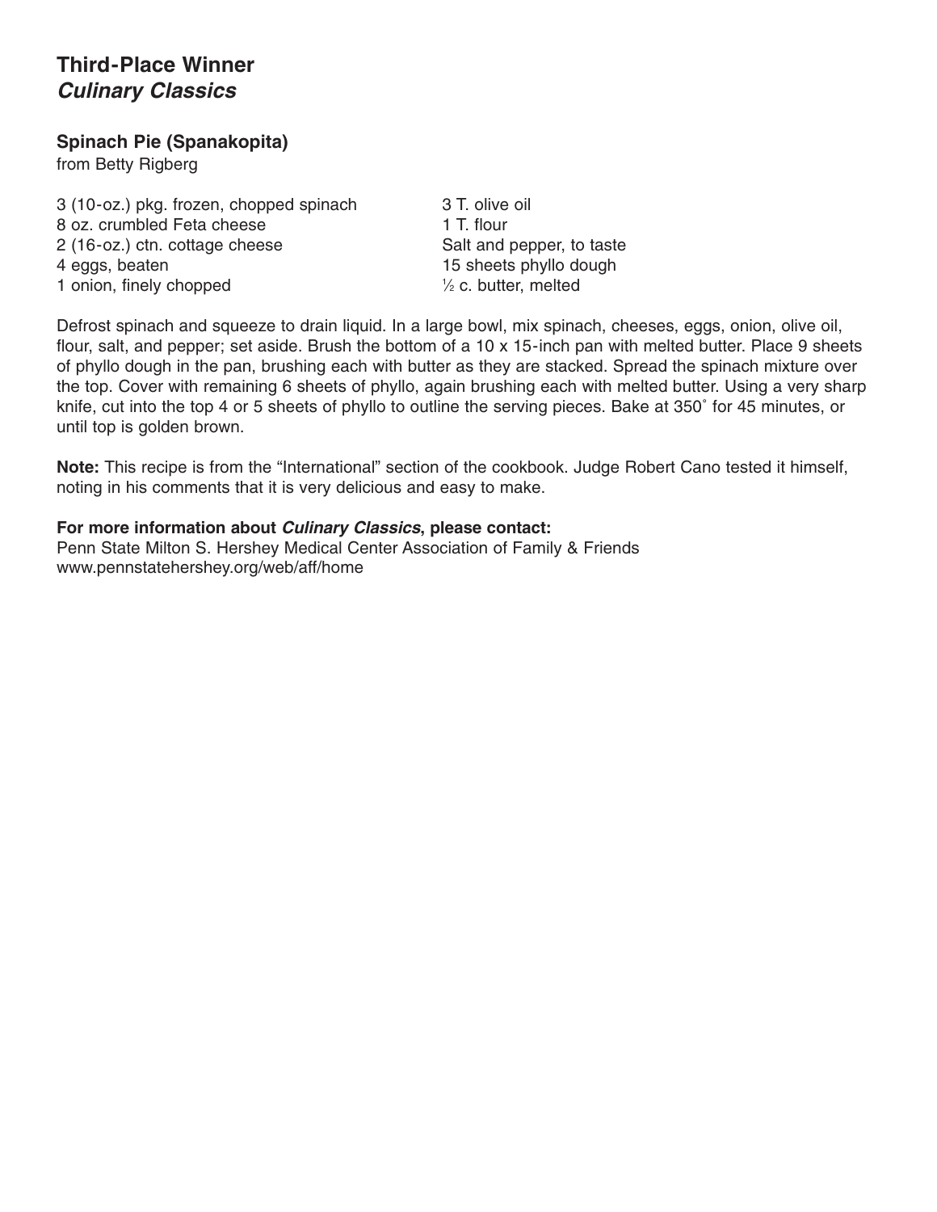## Third-Place Winner
## *Culinary Classics*

### Spinach Pie (Spanakopita)

from Betty Rigberg

3 (10-oz.) pkg. frozen, chopped spinach
8 oz. crumbled Feta cheese
2 (16-oz.) ctn. cottage cheese
4 eggs, beaten
1 onion, finely chopped
3 T. olive oil
1 T. flour
Salt and pepper, to taste
15 sheets phyllo dough
½ c. butter, melted

Defrost spinach and squeeze to drain liquid. In a large bowl, mix spinach, cheeses, eggs, onion, olive oil, flour, salt, and pepper; set aside. Brush the bottom of a 10 x 15-inch pan with melted butter. Place 9 sheets of phyllo dough in the pan, brushing each with butter as they are stacked. Spread the spinach mixture over the top. Cover with remaining 6 sheets of phyllo, again brushing each with melted butter. Using a very sharp knife, cut into the top 4 or 5 sheets of phyllo to outline the serving pieces. Bake at 350˚ for 45 minutes, or until top is golden brown.

**Note:** This recipe is from the "International" section of the cookbook. Judge Robert Cano tested it himself, noting in his comments that it is very delicious and easy to make.

**For more information about *Culinary Classics*, please contact:**
Penn State Milton S. Hershey Medical Center Association of Family & Friends
www.pennstatehershey.org/web/aff/home